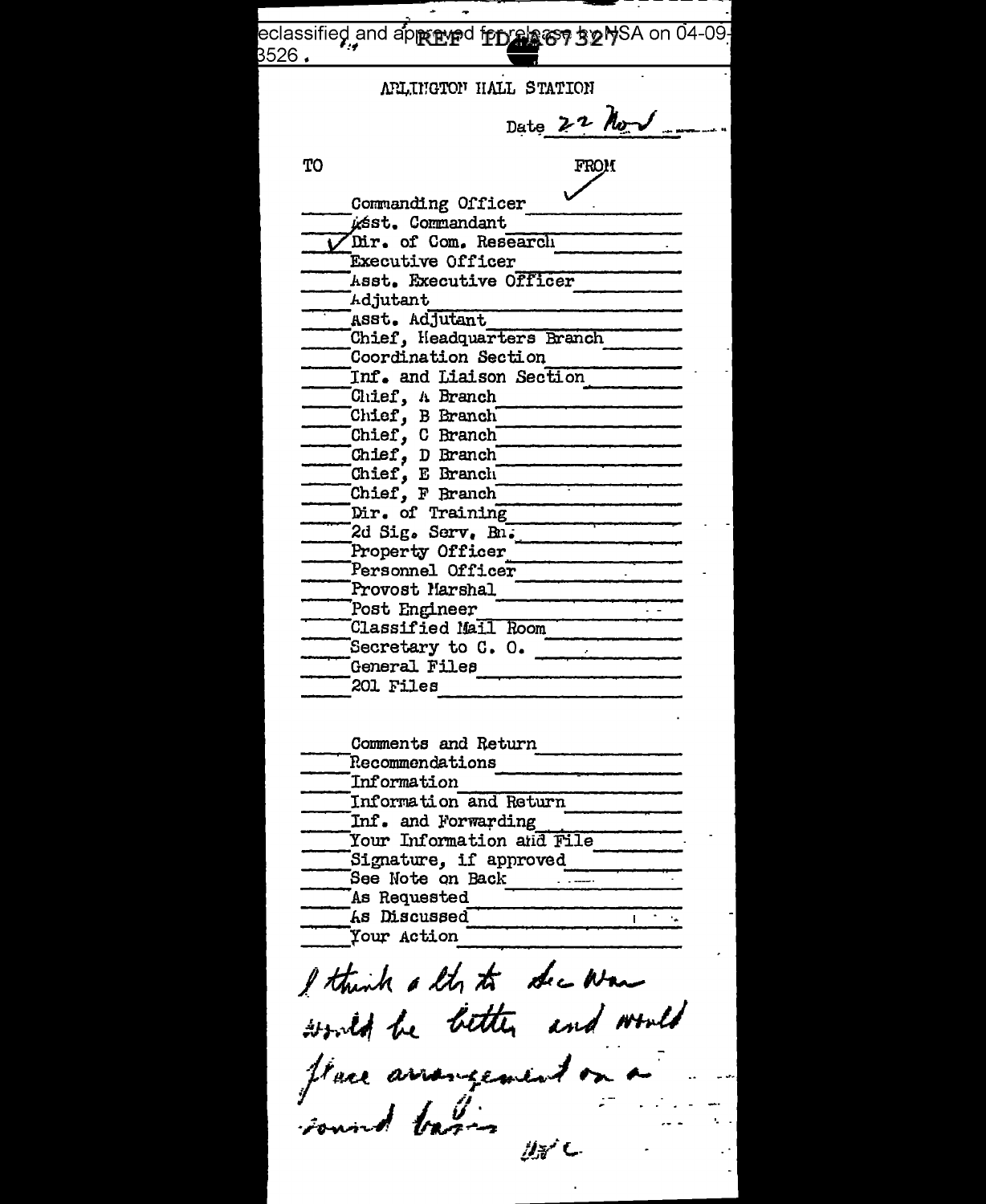eclassified and approved for release by NSA on 04-09-
3526 . REF ID:A67327

ARLINGTON HALL STATION

Date 22 Nov

TO FROM

| TO | | FROM |
|---|---|---|
| | Commanding Officer | ✓ |
| | Asst. Commandant | |
| ✓ | Dir. of Com. Research | |
| | Executive Officer | |
| | Asst. Executive Officer | |
| | Adjutant | |
| | Asst. Adjutant | |
| | Chief, Headquarters Branch | |
| | Coordination Section | |
| | Inf. and Liaison Section | |
| | Chief, A Branch | |
| | Chief, B Branch | |
| | Chief, C Branch | |
| | Chief, D Branch | |
| | Chief, E Branch | |
| | Chief, F Branch | |
| | Dir. of Training | |
| | 2d Sig. Serv. Bn. | |
| | Property Officer | |
| | Personnel Officer | |
| | Provost Marshal | |
| | Post Engineer | |
| | Classified Mail Room | |
| | Secretary to C. O. | |
| | General Files | |
| | 201 Files | |

| | | |
|---|---|---|
| | Comments and Return | |
| | Recommendations | |
| | Information | |
| | Information and Return | |
| | Inf. and Forwarding | |
| | Your Information and File | |
| | Signature, if approved | |
| | See Note on Back | |
| | As Requested | |
| | As Discussed | |
| | Your Action | |

I think a ltr to Sec War would be better and would place arrangement on a sound basis

WFC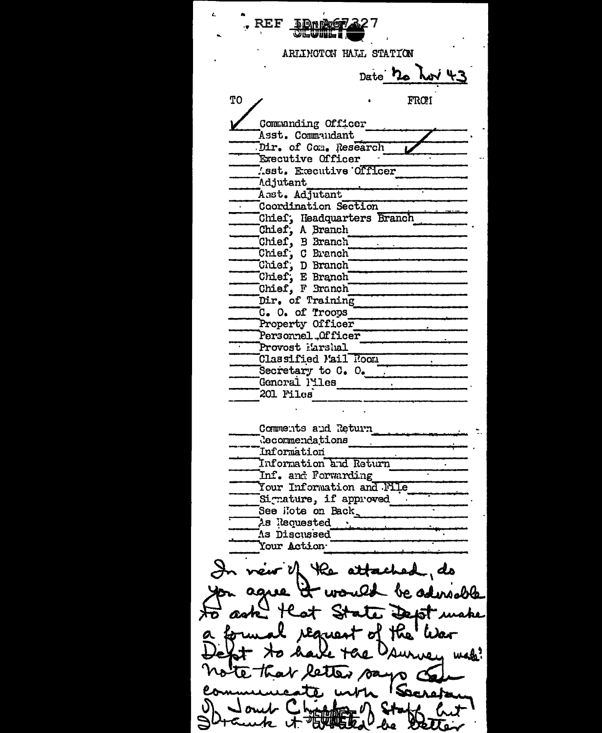REF ID:A67327

SECRET

ARLINGTON HALL STATION

Date 1/2 Nov 43

| TO | | FROM |
|---|---|---|
| ✓ | Commanding Officer | |
| | Asst. Commandant | |
| | Dir. of Com. Research | ✓ |
| | Executive Officer | |
| | Asst. Executive Officer | |
| | Adjutant | |
| | Asst. Adjutant | |
| | Coordination Section | |
| | Chief, Headquarters Branch | |
| | Chief, A Branch | |
| | Chief, B Branch | |
| | Chief, C Branch | |
| | Chief, D Branch | |
| | Chief, E Branch | |
| | Chief, F Branch | |
| | Dir. of Training | |
| | C. O. of Troops | |
| | Property Officer | |
| | Personnel Officer | |
| | Provost Marshal | |
| | Classified Mail Room | |
| | Secretary to C. O. | |
| | General Files | |
| | 201 Files | |

| | |
|---|---|
| | Comments and Return |
| | Recommendations |
| | Information |
| | Information and Return |
| | Inf. and Forwarding |
| | Your Information and File |
| | Signature, if approved |
| | See Note on Back |
| | As Requested |
| | As Discussed |
| | Your Action |

In view of the attached, do you agree it would be advisable to ask that State Dept make a formal request of the War Dept to have the survey made? Note that letter says can communicate with Secretary of Joint Chiefs of Staff but Frank it would be better

SECRET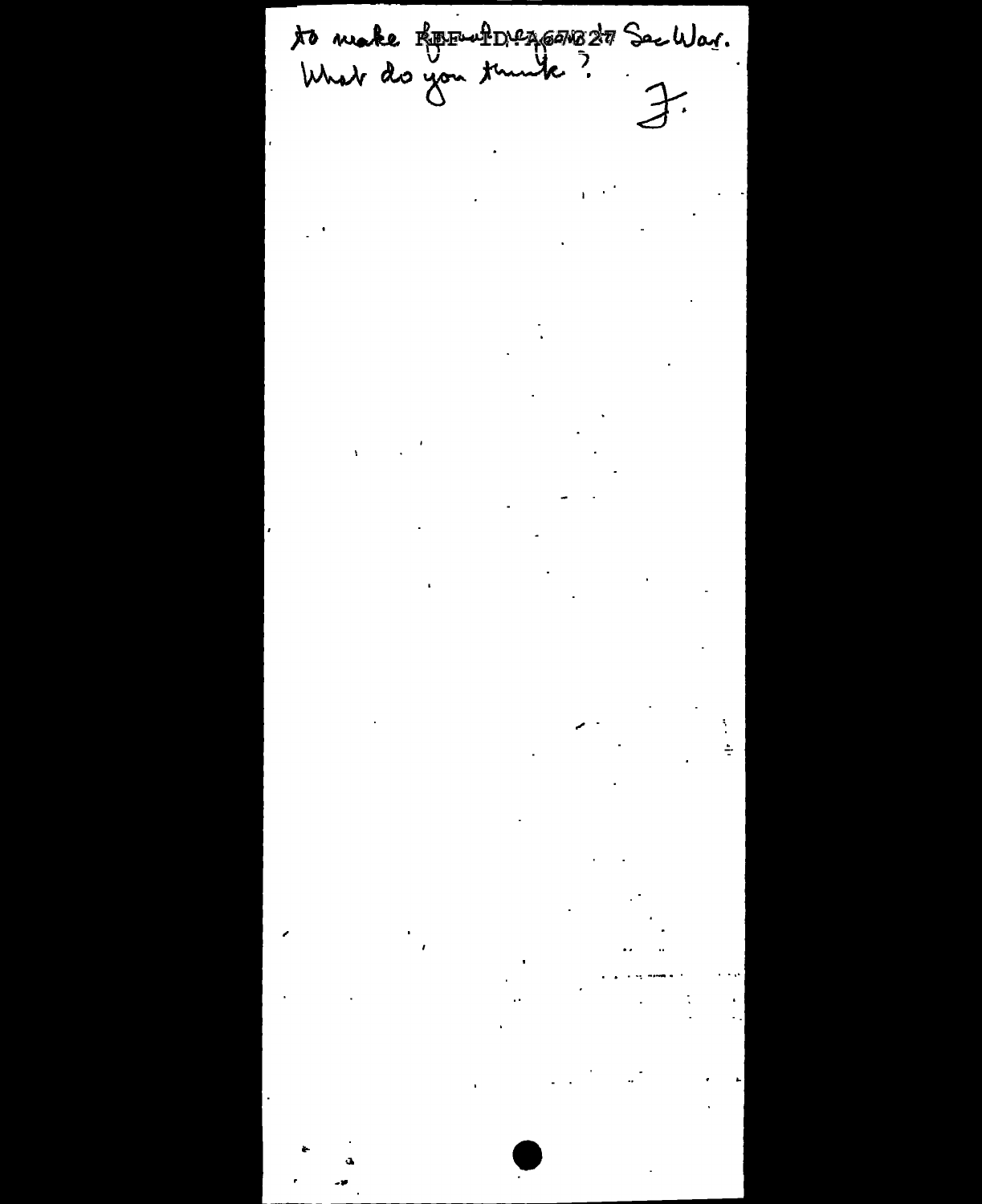to make REF ID:A66827 Sec War.
What do you think?

F.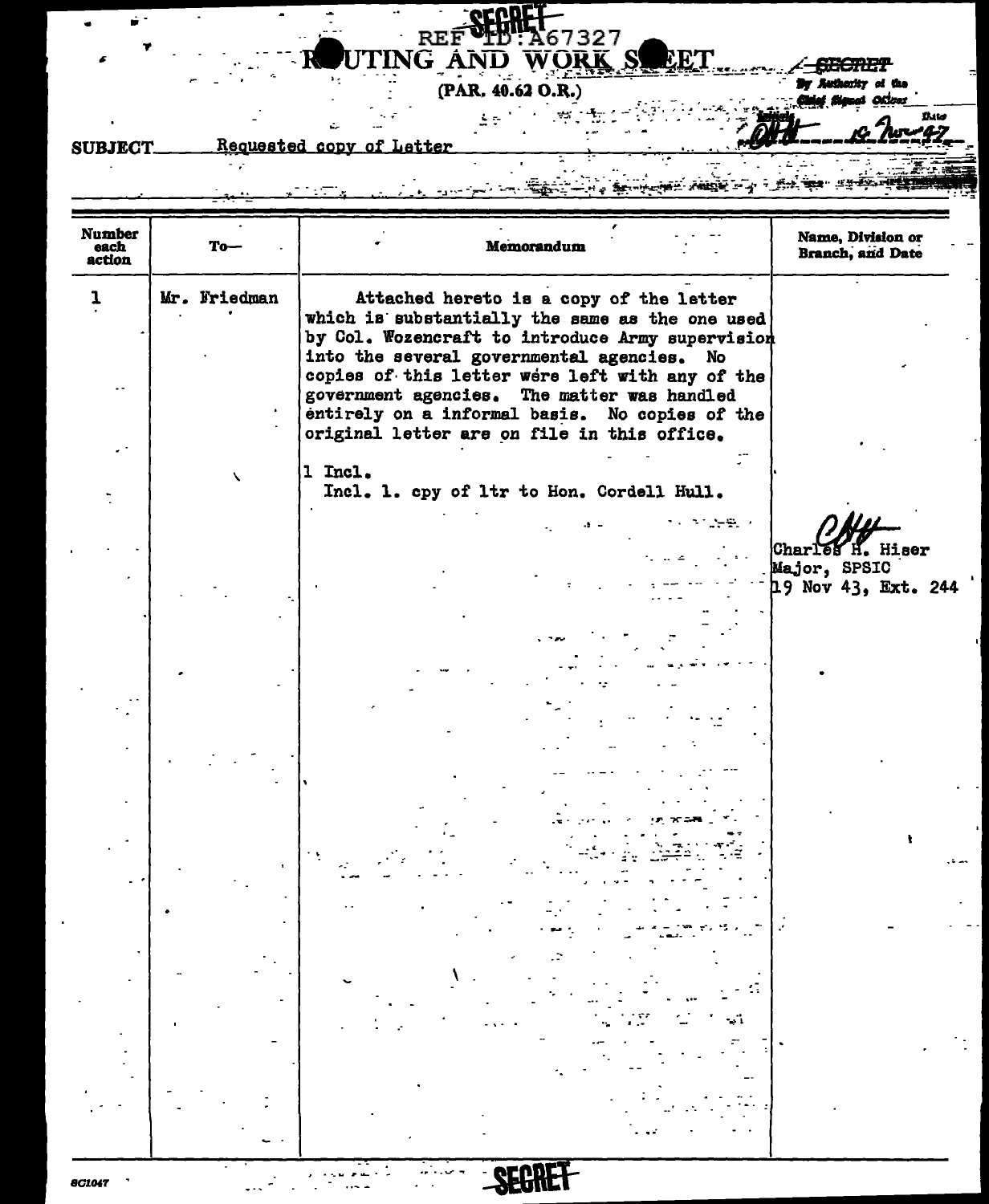SECRET

REF ID:A67327

# ROUTING AND WORK SHEET

(PAR. 40.62 O.R.)

~~SECRET~~
By Authority of the Chief Signal Officer
Initials OHH Date 16 Nov 47

**SUBJECT** Requested copy of Letter

| Number each action | To— | Memorandum | Name, Division or Branch, and Date |
|---|---|---|---|
| 1 | Mr. Friedman | Attached hereto is a copy of the letter which is substantially the same as the one used by Col. Wozencraft to introduce Army supervision into the several governmental agencies. No copies of this letter were left with any of the government agencies. The matter was handled entirely on a informal basis. No copies of the original letter are on file in this office.<br><br>1 Incl.<br>Incl. 1. cpy of ltr to Hon. Cordell Hull. | CHH<br>Charles H. Hiser<br>Major, SPSIC<br>19 Nov 43, Ext. 244 |

SC1047

SECRET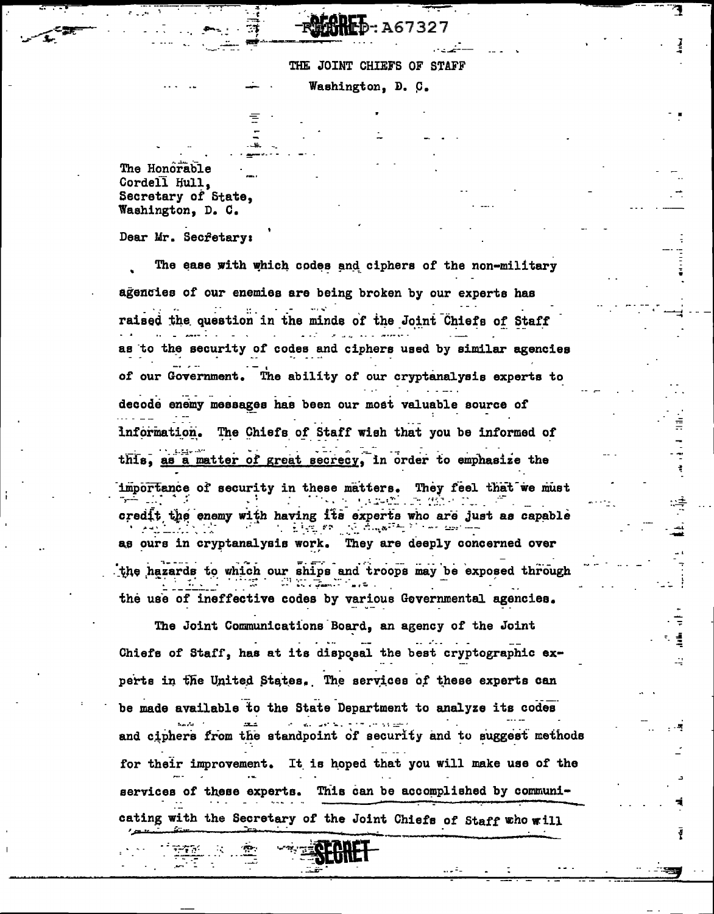SECRET REF ID: A67327

THE JOINT CHIEFS OF STAFF
Washington, D. C.

The Honorable
Cordell Hull,
Secretary of State,
Washington, D. C.

Dear Mr. Secretary:

The ease with which codes and ciphers of the non-military agencies of our enemies are being broken by our experts has raised the question in the minds of the Joint Chiefs of Staff as to the security of codes and ciphers used by similar agencies of our Government. The ability of our cryptanalysis experts to decode enemy messages has been our most valuable source of information. The Chiefs of Staff wish that you be informed of this, as a matter of great secrecy, in order to emphasize the importance of security in these matters. They feel that we must credit the enemy with having its experts who are just as capable as ours in cryptanalysis work. They are deeply concerned over the hazards to which our ships and troops may be exposed through the use of ineffective codes by various Governmental agencies.

The Joint Communications Board, an agency of the Joint Chiefs of Staff, has at its disposal the best cryptographic experts in the United States. The services of these experts can be made available to the State Department to analyze its codes and ciphers from the standpoint of security and to suggest methods for their improvement. It is hoped that you will make use of the services of these experts. This can be accomplished by communicating with the Secretary of the Joint Chiefs of Staff who will

SECRET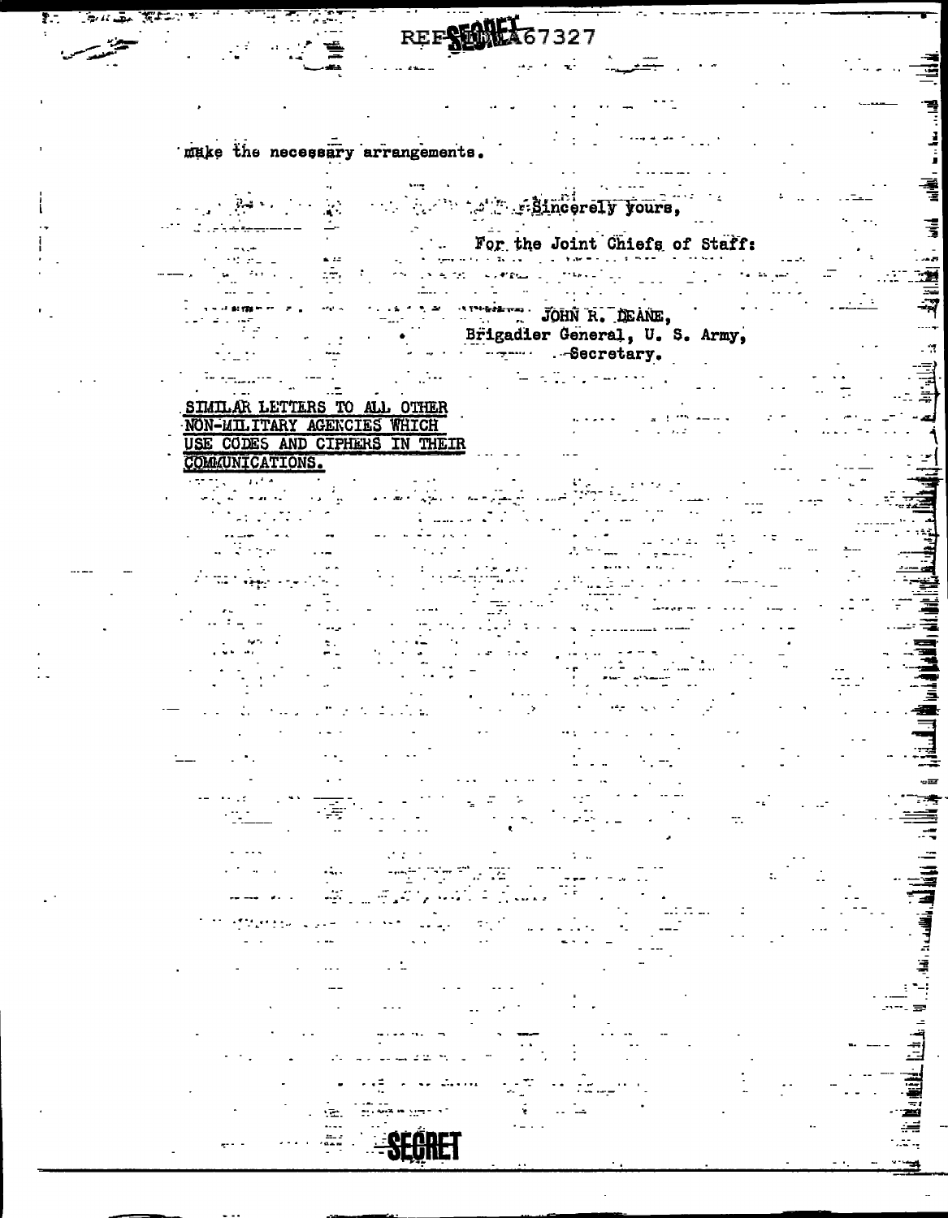make the necessary arrangements.

Sincerely yours,

For the Joint Chiefs of Staff:

JOHN R. DEANE,
Brigadier General, U. S. Army,
Secretary.

<u>SIMILAR LETTERS TO ALL OTHER NON-MILITARY AGENCIES WHICH USE CODES AND CIPHERS IN THEIR COMMUNICATIONS.</u>